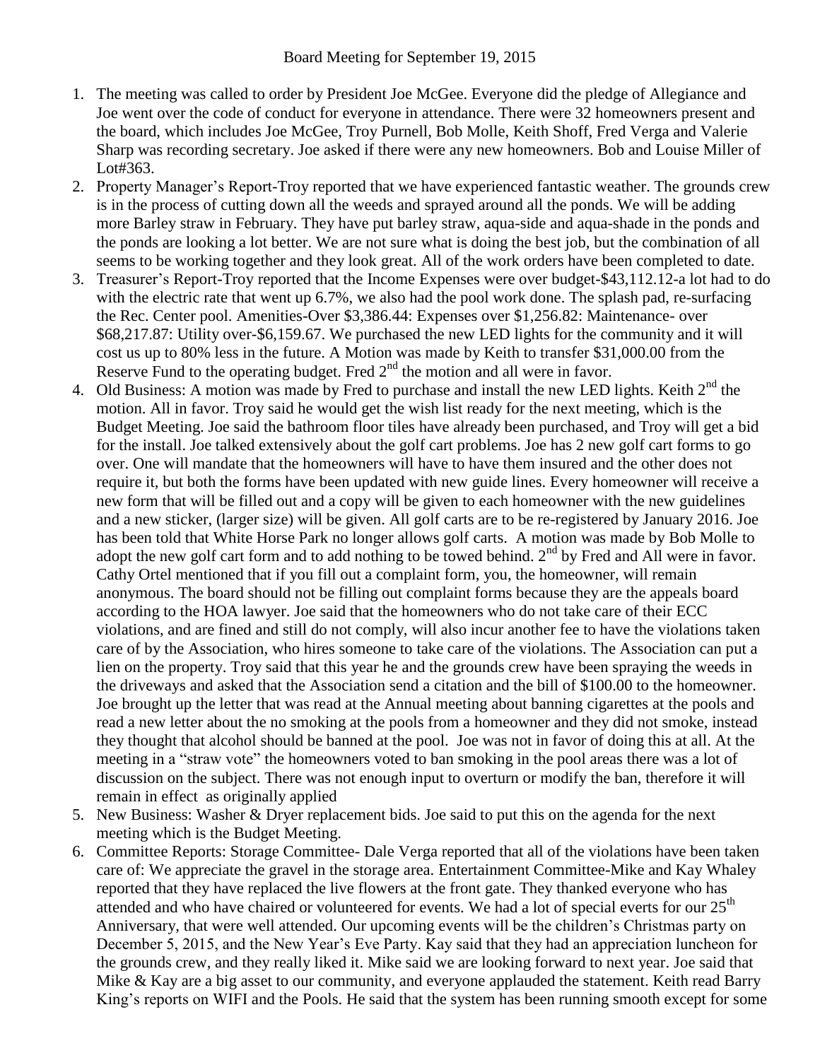Board Meeting for September 19, 2015

1. The meeting was called to order by President Joe McGee. Everyone did the pledge of Allegiance and Joe went over the code of conduct for everyone in attendance. There were 32 homeowners present and the board, which includes Joe McGee, Troy Purnell, Bob Molle, Keith Shoff, Fred Verga and Valerie Sharp was recording secretary. Joe asked if there were any new homeowners. Bob and Louise Miller of Lot#363.
2. Property Manager's Report-Troy reported that we have experienced fantastic weather. The grounds crew is in the process of cutting down all the weeds and sprayed around all the ponds. We will be adding more Barley straw in February. They have put barley straw, aqua-side and aqua-shade in the ponds and the ponds are looking a lot better. We are not sure what is doing the best job, but the combination of all seems to be working together and they look great. All of the work orders have been completed to date.
3. Treasurer's Report-Troy reported that the Income Expenses were over budget-$43,112.12-a lot had to do with the electric rate that went up 6.7%, we also had the pool work done. The splash pad, re-surfacing the Rec. Center pool. Amenities-Over $3,386.44: Expenses over $1,256.82: Maintenance- over $68,217.87: Utility over-$6,159.67. We purchased the new LED lights for the community and it will cost us up to 80% less in the future. A Motion was made by Keith to transfer $31,000.00 from the Reserve Fund to the operating budget. Fred 2nd the motion and all were in favor.
4. Old Business: A motion was made by Fred to purchase and install the new LED lights. Keith 2nd the motion. All in favor. Troy said he would get the wish list ready for the next meeting, which is the Budget Meeting. Joe said the bathroom floor tiles have already been purchased, and Troy will get a bid for the install. Joe talked extensively about the golf cart problems. Joe has 2 new golf cart forms to go over. One will mandate that the homeowners will have to have them insured and the other does not require it, but both the forms have been updated with new guide lines. Every homeowner will receive a new form that will be filled out and a copy will be given to each homeowner with the new guidelines and a new sticker, (larger size) will be given. All golf carts are to be re-registered by January 2016. Joe has been told that White Horse Park no longer allows golf carts. A motion was made by Bob Molle to adopt the new golf cart form and to add nothing to be towed behind. 2nd by Fred and All were in favor. Cathy Ortel mentioned that if you fill out a complaint form, you, the homeowner, will remain anonymous. The board should not be filling out complaint forms because they are the appeals board according to the HOA lawyer. Joe said that the homeowners who do not take care of their ECC violations, and are fined and still do not comply, will also incur another fee to have the violations taken care of by the Association, who hires someone to take care of the violations. The Association can put a lien on the property. Troy said that this year he and the grounds crew have been spraying the weeds in the driveways and asked that the Association send a citation and the bill of $100.00 to the homeowner. Joe brought up the letter that was read at the Annual meeting about banning cigarettes at the pools and read a new letter about the no smoking at the pools from a homeowner and they did not smoke, instead they thought that alcohol should be banned at the pool. Joe was not in favor of doing this at all. At the meeting in a "straw vote" the homeowners voted to ban smoking in the pool areas there was a lot of discussion on the subject. There was not enough input to overturn or modify the ban, therefore it will remain in effect as originally applied
5. New Business: Washer & Dryer replacement bids. Joe said to put this on the agenda for the next meeting which is the Budget Meeting.
6. Committee Reports: Storage Committee- Dale Verga reported that all of the violations have been taken care of: We appreciate the gravel in the storage area. Entertainment Committee-Mike and Kay Whaley reported that they have replaced the live flowers at the front gate. They thanked everyone who has attended and who have chaired or volunteered for events. We had a lot of special everts for our 25th Anniversary, that were well attended. Our upcoming events will be the children's Christmas party on December 5, 2015, and the New Year's Eve Party. Kay said that they had an appreciation luncheon for the grounds crew, and they really liked it. Mike said we are looking forward to next year. Joe said that Mike & Kay are a big asset to our community, and everyone applauded the statement. Keith read Barry King's reports on WIFI and the Pools. He said that the system has been running smooth except for some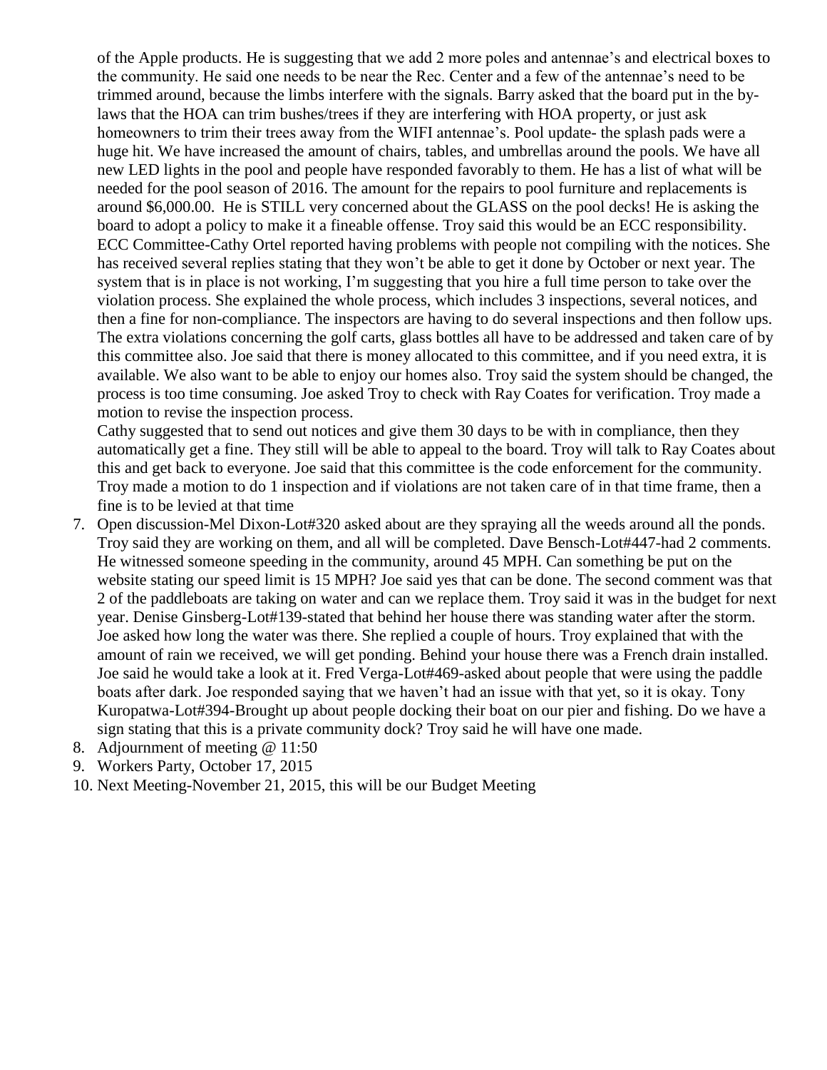of the Apple products. He is suggesting that we add 2 more poles and antennae's and electrical boxes to the community. He said one needs to be near the Rec. Center and a few of the antennae's need to be trimmed around, because the limbs interfere with the signals. Barry asked that the board put in the by-laws that the HOA can trim bushes/trees if they are interfering with HOA property, or just ask homeowners to trim their trees away from the WIFI antennae's. Pool update- the splash pads were a huge hit. We have increased the amount of chairs, tables, and umbrellas around the pools. We have all new LED lights in the pool and people have responded favorably to them. He has a list of what will be needed for the pool season of 2016. The amount for the repairs to pool furniture and replacements is around $6,000.00. He is STILL very concerned about the GLASS on the pool decks! He is asking the board to adopt a policy to make it a fineable offense. Troy said this would be an ECC responsibility. ECC Committee-Cathy Ortel reported having problems with people not compiling with the notices. She has received several replies stating that they won't be able to get it done by October or next year. The system that is in place is not working, I'm suggesting that you hire a full time person to take over the violation process. She explained the whole process, which includes 3 inspections, several notices, and then a fine for non-compliance. The inspectors are having to do several inspections and then follow ups. The extra violations concerning the golf carts, glass bottles all have to be addressed and taken care of by this committee also. Joe said that there is money allocated to this committee, and if you need extra, it is available. We also want to be able to enjoy our homes also. Troy said the system should be changed, the process is too time consuming. Joe asked Troy to check with Ray Coates for verification. Troy made a motion to revise the inspection process.

Cathy suggested that to send out notices and give them 30 days to be with in compliance, then they automatically get a fine. They still will be able to appeal to the board. Troy will talk to Ray Coates about this and get back to everyone. Joe said that this committee is the code enforcement for the community. Troy made a motion to do 1 inspection and if violations are not taken care of in that time frame, then a fine is to be levied at that time

7. Open discussion-Mel Dixon-Lot#320 asked about are they spraying all the weeds around all the ponds. Troy said they are working on them, and all will be completed. Dave Bensch-Lot#447-had 2 comments. He witnessed someone speeding in the community, around 45 MPH. Can something be put on the website stating our speed limit is 15 MPH? Joe said yes that can be done. The second comment was that 2 of the paddleboats are taking on water and can we replace them. Troy said it was in the budget for next year. Denise Ginsberg-Lot#139-stated that behind her house there was standing water after the storm. Joe asked how long the water was there. She replied a couple of hours. Troy explained that with the amount of rain we received, we will get ponding. Behind your house there was a French drain installed. Joe said he would take a look at it. Fred Verga-Lot#469-asked about people that were using the paddle boats after dark. Joe responded saying that we haven't had an issue with that yet, so it is okay. Tony Kuropatwa-Lot#394-Brought up about people docking their boat on our pier and fishing. Do we have a sign stating that this is a private community dock? Troy said he will have one made.
8. Adjournment of meeting @ 11:50
9. Workers Party, October 17, 2015
10. Next Meeting-November 21, 2015, this will be our Budget Meeting